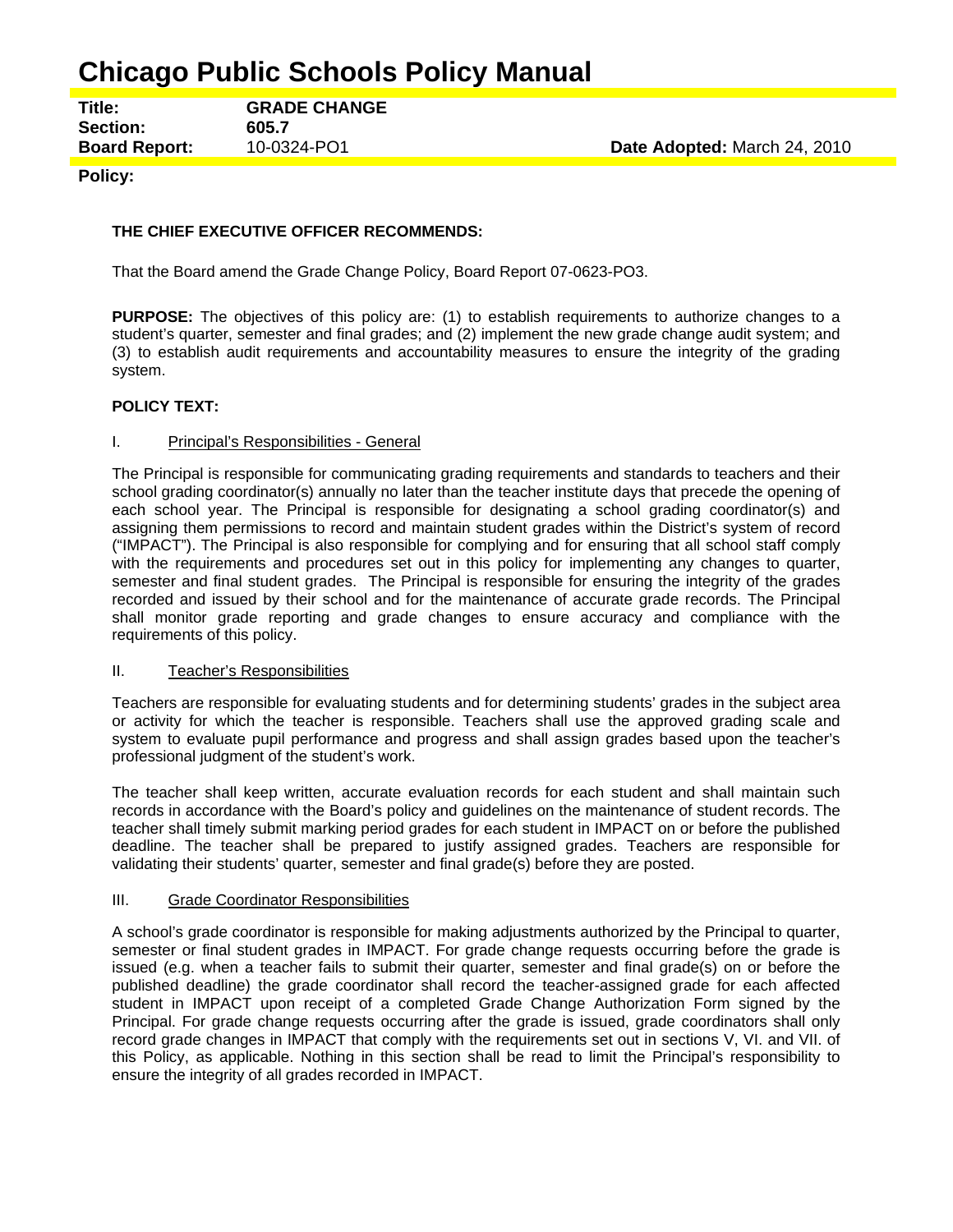# Chicago Public Schools Policy Manual

**Title:** **GRADE CHANGE**
**Section:** **605.7**
**Board Report:** 10-0324-PO1 **Date Adopted:** March 24, 2010

**Policy:**

**THE CHIEF EXECUTIVE OFFICER RECOMMENDS:**

That the Board amend the Grade Change Policy, Board Report 07-0623-PO3.

**PURPOSE:** The objectives of this policy are: (1) to establish requirements to authorize changes to a student's quarter, semester and final grades; and (2) implement the new grade change audit system; and (3) to establish audit requirements and accountability measures to ensure the integrity of the grading system.

**POLICY TEXT:**

I. Principal's Responsibilities - General

The Principal is responsible for communicating grading requirements and standards to teachers and their school grading coordinator(s) annually no later than the teacher institute days that precede the opening of each school year. The Principal is responsible for designating a school grading coordinator(s) and assigning them permissions to record and maintain student grades within the District's system of record ("IMPACT"). The Principal is also responsible for complying and for ensuring that all school staff comply with the requirements and procedures set out in this policy for implementing any changes to quarter, semester and final student grades. The Principal is responsible for ensuring the integrity of the grades recorded and issued by their school and for the maintenance of accurate grade records. The Principal shall monitor grade reporting and grade changes to ensure accuracy and compliance with the requirements of this policy.

II. Teacher's Responsibilities

Teachers are responsible for evaluating students and for determining students' grades in the subject area or activity for which the teacher is responsible. Teachers shall use the approved grading scale and system to evaluate pupil performance and progress and shall assign grades based upon the teacher's professional judgment of the student's work.

The teacher shall keep written, accurate evaluation records for each student and shall maintain such records in accordance with the Board's policy and guidelines on the maintenance of student records. The teacher shall timely submit marking period grades for each student in IMPACT on or before the published deadline. The teacher shall be prepared to justify assigned grades. Teachers are responsible for validating their students' quarter, semester and final grade(s) before they are posted.

III. Grade Coordinator Responsibilities

A school's grade coordinator is responsible for making adjustments authorized by the Principal to quarter, semester or final student grades in IMPACT. For grade change requests occurring before the grade is issued (e.g. when a teacher fails to submit their quarter, semester and final grade(s) on or before the published deadline) the grade coordinator shall record the teacher-assigned grade for each affected student in IMPACT upon receipt of a completed Grade Change Authorization Form signed by the Principal. For grade change requests occurring after the grade is issued, grade coordinators shall only record grade changes in IMPACT that comply with the requirements set out in sections V, VI. and VII. of this Policy, as applicable. Nothing in this section shall be read to limit the Principal's responsibility to ensure the integrity of all grades recorded in IMPACT.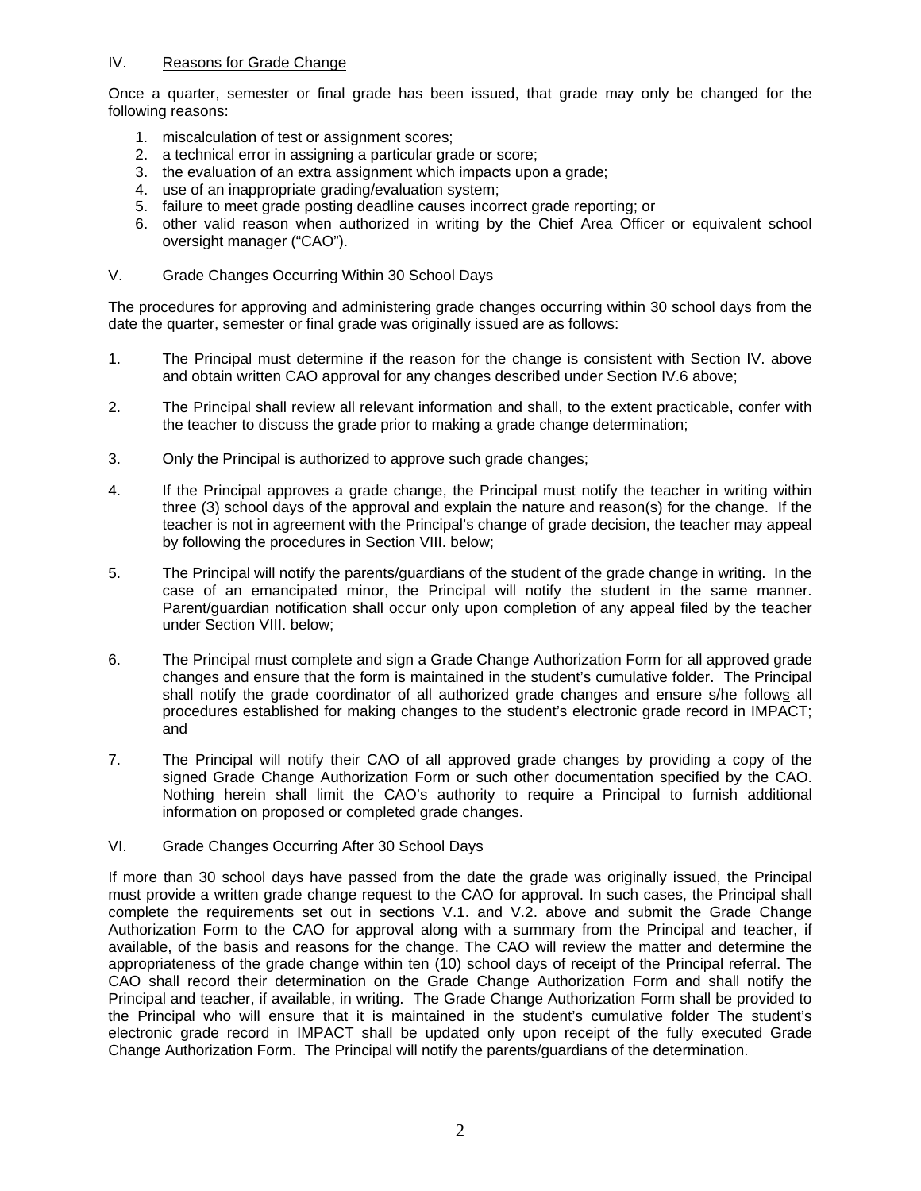## IV. Reasons for Grade Change

Once a quarter, semester or final grade has been issued, that grade may only be changed for the following reasons:

1. miscalculation of test or assignment scores;
2. a technical error in assigning a particular grade or score;
3. the evaluation of an extra assignment which impacts upon a grade;
4. use of an inappropriate grading/evaluation system;
5. failure to meet grade posting deadline causes incorrect grade reporting; or
6. other valid reason when authorized in writing by the Chief Area Officer or equivalent school oversight manager ("CAO").

## V. Grade Changes Occurring Within 30 School Days

The procedures for approving and administering grade changes occurring within 30 school days from the date the quarter, semester or final grade was originally issued are as follows:

1. The Principal must determine if the reason for the change is consistent with Section IV. above and obtain written CAO approval for any changes described under Section IV.6 above;

2. The Principal shall review all relevant information and shall, to the extent practicable, confer with the teacher to discuss the grade prior to making a grade change determination;

3. Only the Principal is authorized to approve such grade changes;

4. If the Principal approves a grade change, the Principal must notify the teacher in writing within three (3) school days of the approval and explain the nature and reason(s) for the change. If the teacher is not in agreement with the Principal's change of grade decision, the teacher may appeal by following the procedures in Section VIII. below;

5. The Principal will notify the parents/guardians of the student of the grade change in writing. In the case of an emancipated minor, the Principal will notify the student in the same manner. Parent/guardian notification shall occur only upon completion of any appeal filed by the teacher under Section VIII. below;

6. The Principal must complete and sign a Grade Change Authorization Form for all approved grade changes and ensure that the form is maintained in the student's cumulative folder. The Principal shall notify the grade coordinator of all authorized grade changes and ensure s/he follows all procedures established for making changes to the student's electronic grade record in IMPACT; and

7. The Principal will notify their CAO of all approved grade changes by providing a copy of the signed Grade Change Authorization Form or such other documentation specified by the CAO. Nothing herein shall limit the CAO's authority to require a Principal to furnish additional information on proposed or completed grade changes.

## VI. Grade Changes Occurring After 30 School Days

If more than 30 school days have passed from the date the grade was originally issued, the Principal must provide a written grade change request to the CAO for approval. In such cases, the Principal shall complete the requirements set out in sections V.1. and V.2. above and submit the Grade Change Authorization Form to the CAO for approval along with a summary from the Principal and teacher, if available, of the basis and reasons for the change. The CAO will review the matter and determine the appropriateness of the grade change within ten (10) school days of receipt of the Principal referral. The CAO shall record their determination on the Grade Change Authorization Form and shall notify the Principal and teacher, if available, in writing. The Grade Change Authorization Form shall be provided to the Principal who will ensure that it is maintained in the student's cumulative folder The student's electronic grade record in IMPACT shall be updated only upon receipt of the fully executed Grade Change Authorization Form. The Principal will notify the parents/guardians of the determination.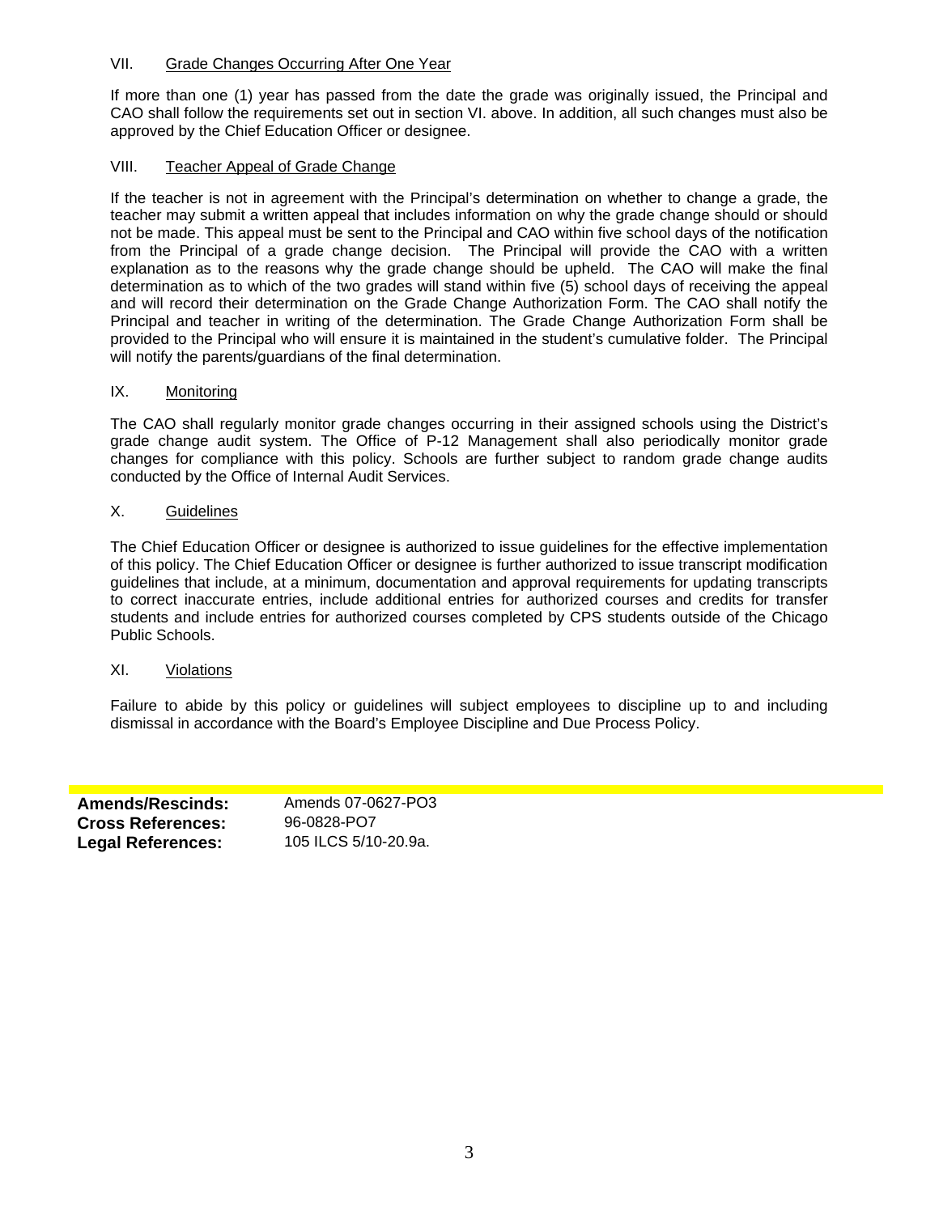## VII. Grade Changes Occurring After One Year

If more than one (1) year has passed from the date the grade was originally issued, the Principal and CAO shall follow the requirements set out in section VI. above. In addition, all such changes must also be approved by the Chief Education Officer or designee.

## VIII. Teacher Appeal of Grade Change

If the teacher is not in agreement with the Principal's determination on whether to change a grade, the teacher may submit a written appeal that includes information on why the grade change should or should not be made. This appeal must be sent to the Principal and CAO within five school days of the notification from the Principal of a grade change decision. The Principal will provide the CAO with a written explanation as to the reasons why the grade change should be upheld. The CAO will make the final determination as to which of the two grades will stand within five (5) school days of receiving the appeal and will record their determination on the Grade Change Authorization Form. The CAO shall notify the Principal and teacher in writing of the determination. The Grade Change Authorization Form shall be provided to the Principal who will ensure it is maintained in the student's cumulative folder. The Principal will notify the parents/guardians of the final determination.

## IX. Monitoring

The CAO shall regularly monitor grade changes occurring in their assigned schools using the District's grade change audit system. The Office of P-12 Management shall also periodically monitor grade changes for compliance with this policy. Schools are further subject to random grade change audits conducted by the Office of Internal Audit Services.

## X. Guidelines

The Chief Education Officer or designee is authorized to issue guidelines for the effective implementation of this policy. The Chief Education Officer or designee is further authorized to issue transcript modification guidelines that include, at a minimum, documentation and approval requirements for updating transcripts to correct inaccurate entries, include additional entries for authorized courses and credits for transfer students and include entries for authorized courses completed by CPS students outside of the Chicago Public Schools.

## XI. Violations

Failure to abide by this policy or guidelines will subject employees to discipline up to and including dismissal in accordance with the Board's Employee Discipline and Due Process Policy.

| | |
|---|---|
| **Amends/Rescinds:** | Amends 07-0627-PO3 |
| **Cross References:** | 96-0828-PO7 |
| **Legal References:** | 105 ILCS 5/10-20.9a. |